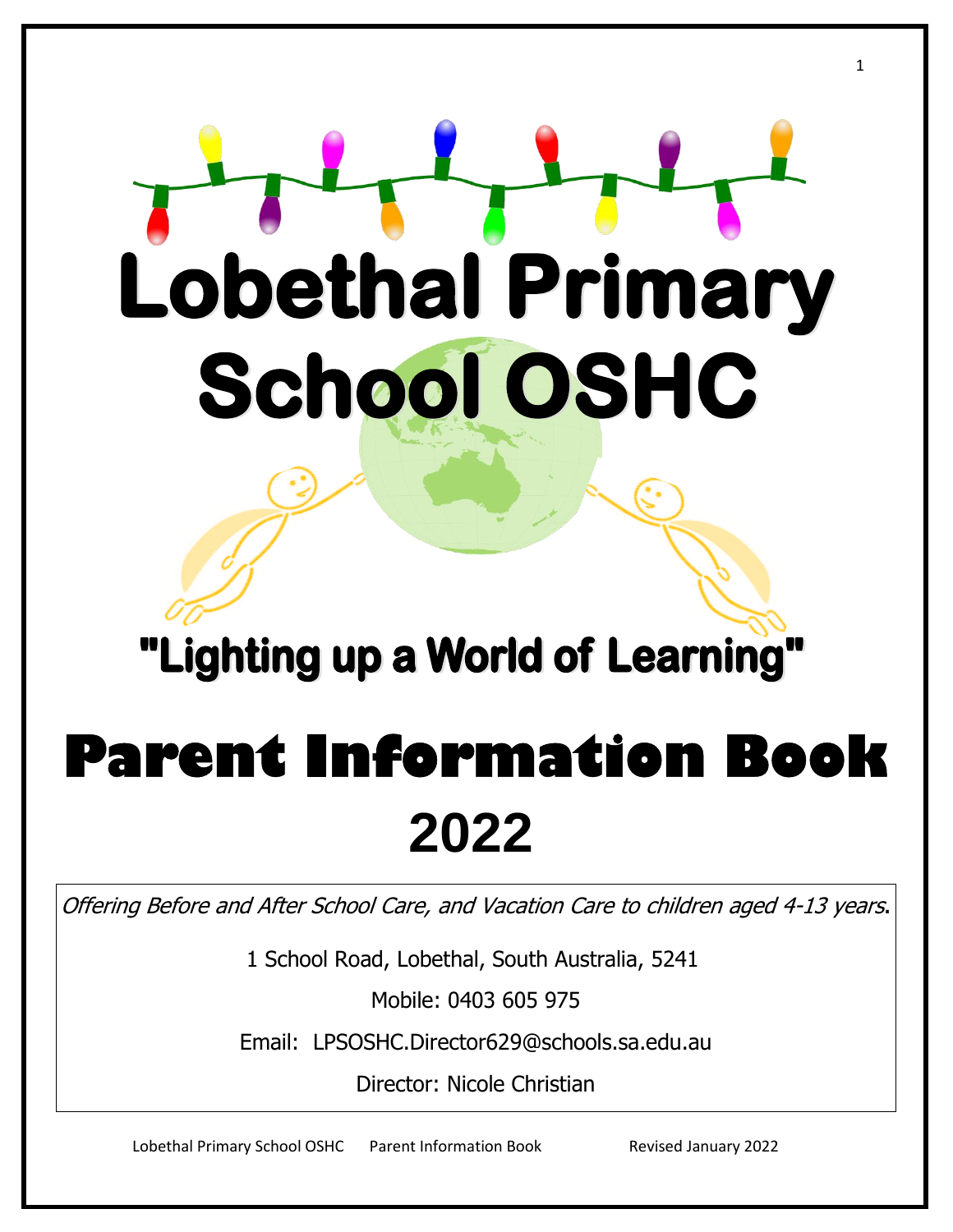# Lobethal Primary School OSHC

## "Lighting up a World of Learning"

# Parent Information Book

# 2022

*Offering Before and After School Care, and Vacation Care to children aged 4-13 years.*

1 School Road, Lobethal, South Australia, 5241

Mobile: 0403 605 975

Email: LPSOSHC.Director629@schools.sa.edu.au

Director: Nicole Christian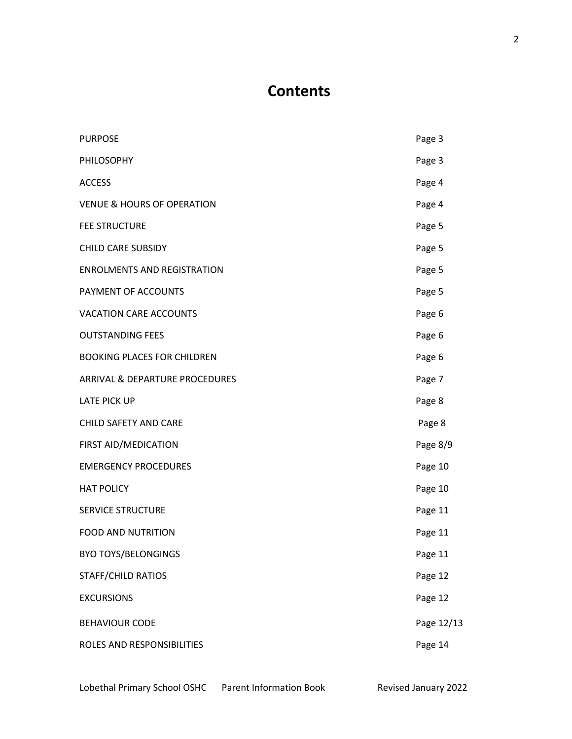# Contents

| | |
|---|---|
| PURPOSE | Page 3 |
| PHILOSOPHY | Page 3 |
| ACCESS | Page 4 |
| VENUE & HOURS OF OPERATION | Page 4 |
| FEE STRUCTURE | Page 5 |
| CHILD CARE SUBSIDY | Page 5 |
| ENROLMENTS AND REGISTRATION | Page 5 |
| PAYMENT OF ACCOUNTS | Page 5 |
| VACATION CARE ACCOUNTS | Page 6 |
| OUTSTANDING FEES | Page 6 |
| BOOKING PLACES FOR CHILDREN | Page 6 |
| ARRIVAL & DEPARTURE PROCEDURES | Page 7 |
| LATE PICK UP | Page 8 |
| CHILD SAFETY AND CARE | Page 8 |
| FIRST AID/MEDICATION | Page 8/9 |
| EMERGENCY PROCEDURES | Page 10 |
| HAT POLICY | Page 10 |
| SERVICE STRUCTURE | Page 11 |
| FOOD AND NUTRITION | Page 11 |
| BYO TOYS/BELONGINGS | Page 11 |
| STAFF/CHILD RATIOS | Page 12 |
| EXCURSIONS | Page 12 |
| BEHAVIOUR CODE | Page 12/13 |
| ROLES AND RESPONSIBILITIES | Page 14 |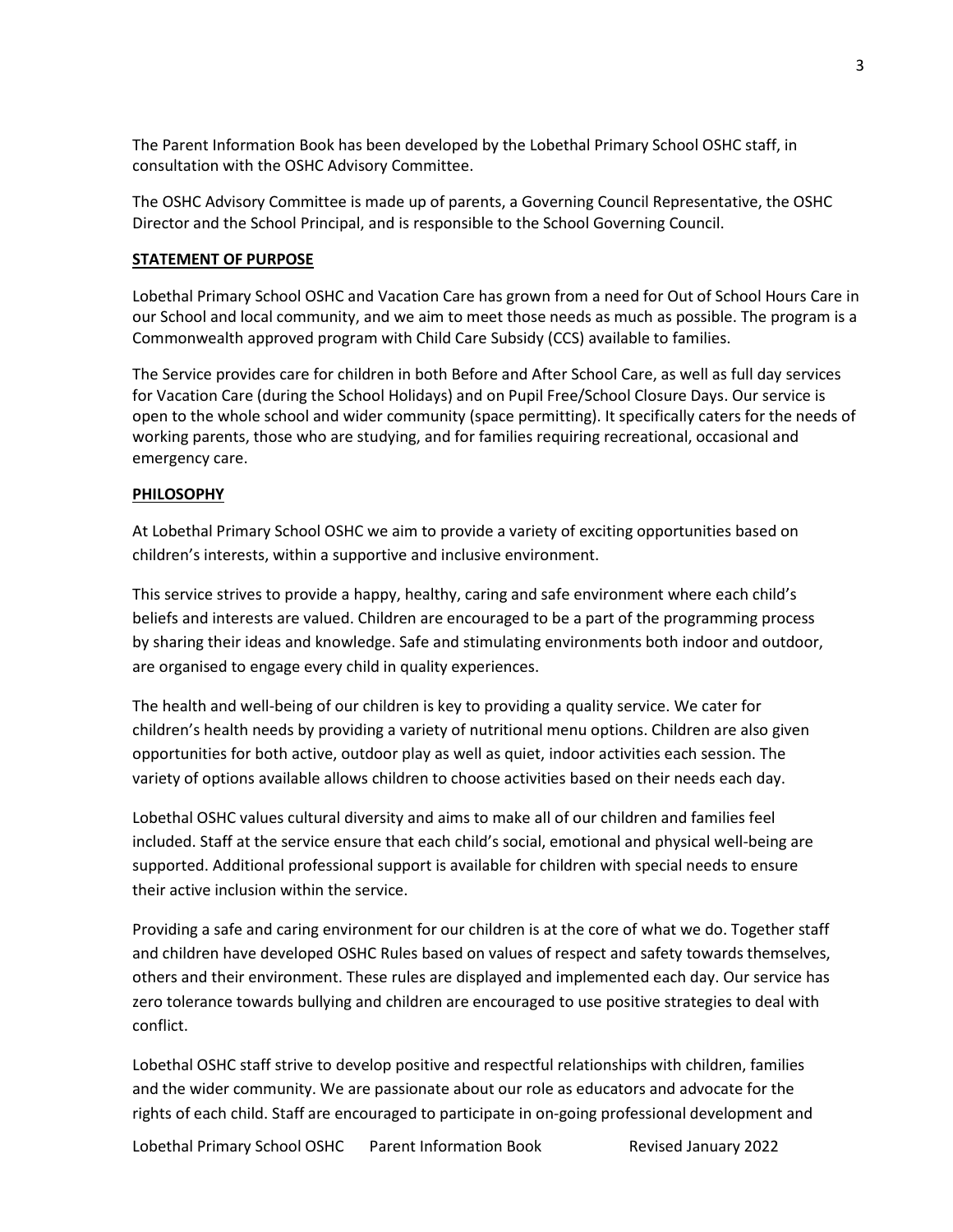The Parent Information Book has been developed by the Lobethal Primary School OSHC staff, in consultation with the OSHC Advisory Committee.

The OSHC Advisory Committee is made up of parents, a Governing Council Representative, the OSHC Director and the School Principal, and is responsible to the School Governing Council.

## STATEMENT OF PURPOSE

Lobethal Primary School OSHC and Vacation Care has grown from a need for Out of School Hours Care in our School and local community, and we aim to meet those needs as much as possible. The program is a Commonwealth approved program with Child Care Subsidy (CCS) available to families.

The Service provides care for children in both Before and After School Care, as well as full day services for Vacation Care (during the School Holidays) and on Pupil Free/School Closure Days. Our service is open to the whole school and wider community (space permitting). It specifically caters for the needs of working parents, those who are studying, and for families requiring recreational, occasional and emergency care.

## PHILOSOPHY

At Lobethal Primary School OSHC we aim to provide a variety of exciting opportunities based on children's interests, within a supportive and inclusive environment.

This service strives to provide a happy, healthy, caring and safe environment where each child's beliefs and interests are valued. Children are encouraged to be a part of the programming process by sharing their ideas and knowledge. Safe and stimulating environments both indoor and outdoor, are organised to engage every child in quality experiences.

The health and well-being of our children is key to providing a quality service. We cater for children's health needs by providing a variety of nutritional menu options. Children are also given opportunities for both active, outdoor play as well as quiet, indoor activities each session. The variety of options available allows children to choose activities based on their needs each day.

Lobethal OSHC values cultural diversity and aims to make all of our children and families feel included. Staff at the service ensure that each child's social, emotional and physical well-being are supported. Additional professional support is available for children with special needs to ensure their active inclusion within the service.

Providing a safe and caring environment for our children is at the core of what we do. Together staff and children have developed OSHC Rules based on values of respect and safety towards themselves, others and their environment. These rules are displayed and implemented each day. Our service has zero tolerance towards bullying and children are encouraged to use positive strategies to deal with conflict.

Lobethal OSHC staff strive to develop positive and respectful relationships with children, families and the wider community. We are passionate about our role as educators and advocate for the rights of each child. Staff are encouraged to participate in on-going professional development and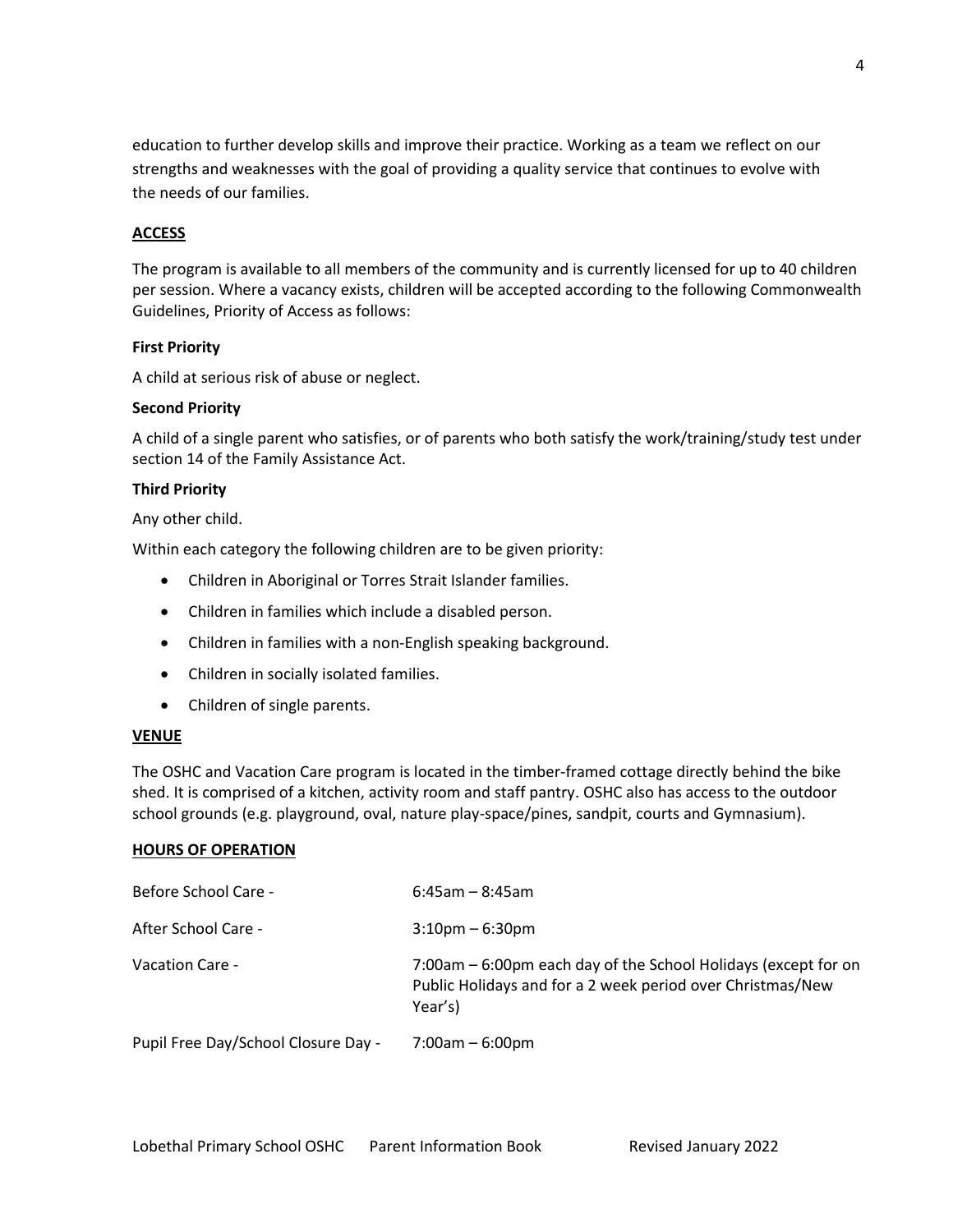education to further develop skills and improve their practice. Working as a team we reflect on our strengths and weaknesses with the goal of providing a quality service that continues to evolve with the needs of our families.

## ACCESS

The program is available to all members of the community and is currently licensed for up to 40 children per session. Where a vacancy exists, children will be accepted according to the following Commonwealth Guidelines, Priority of Access as follows:

**First Priority**

A child at serious risk of abuse or neglect.

**Second Priority**

A child of a single parent who satisfies, or of parents who both satisfy the work/training/study test under section 14 of the Family Assistance Act.

**Third Priority**

Any other child.

Within each category the following children are to be given priority:

- Children in Aboriginal or Torres Strait Islander families.
- Children in families which include a disabled person.
- Children in families with a non-English speaking background.
- Children in socially isolated families.
- Children of single parents.

## VENUE

The OSHC and Vacation Care program is located in the timber-framed cottage directly behind the bike shed. It is comprised of a kitchen, activity room and staff pantry. OSHC also has access to the outdoor school grounds (e.g. playground, oval, nature play-space/pines, sandpit, courts and Gymnasium).

## HOURS OF OPERATION

| | |
|---|---|
| Before School Care - | 6:45am – 8:45am |
| After School Care - | 3:10pm – 6:30pm |
| Vacation Care - | 7:00am – 6:00pm each day of the School Holidays (except for on Public Holidays and for a 2 week period over Christmas/New Year's) |
| Pupil Free Day/School Closure Day - | 7:00am – 6:00pm |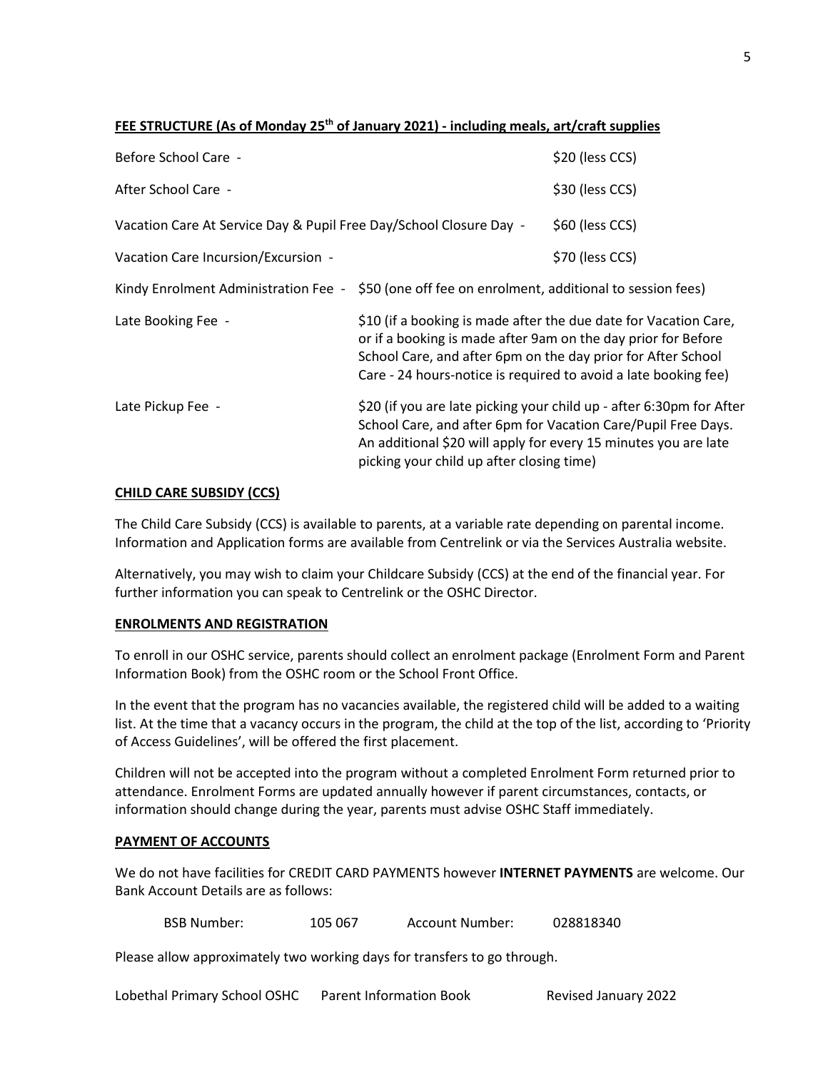## FEE STRUCTURE (As of Monday 25th of January 2021) - including meals, art/craft supplies

| | |
|---|---|
| Before School Care - | $20 (less CCS) |
| After School Care - | $30 (less CCS) |
| Vacation Care At Service Day & Pupil Free Day/School Closure Day - | $60 (less CCS) |
| Vacation Care Incursion/Excursion - | $70 (less CCS) |
| Kindy Enrolment Administration Fee - | $50 (one off fee on enrolment, additional to session fees) |
| Late Booking Fee - | $10 (if a booking is made after the due date for Vacation Care, or if a booking is made after 9am on the day prior for Before School Care, and after 6pm on the day prior for After School Care - 24 hours-notice is required to avoid a late booking fee) |
| Late Pickup Fee - | $20 (if you are late picking your child up - after 6:30pm for After School Care, and after 6pm for Vacation Care/Pupil Free Days. An additional $20 will apply for every 15 minutes you are late picking your child up after closing time) |

## CHILD CARE SUBSIDY (CCS)

The Child Care Subsidy (CCS) is available to parents, at a variable rate depending on parental income. Information and Application forms are available from Centrelink or via the Services Australia website.

Alternatively, you may wish to claim your Childcare Subsidy (CCS) at the end of the financial year. For further information you can speak to Centrelink or the OSHC Director.

## ENROLMENTS AND REGISTRATION

To enroll in our OSHC service, parents should collect an enrolment package (Enrolment Form and Parent Information Book) from the OSHC room or the School Front Office.

In the event that the program has no vacancies available, the registered child will be added to a waiting list. At the time that a vacancy occurs in the program, the child at the top of the list, according to 'Priority of Access Guidelines', will be offered the first placement.

Children will not be accepted into the program without a completed Enrolment Form returned prior to attendance. Enrolment Forms are updated annually however if parent circumstances, contacts, or information should change during the year, parents must advise OSHC Staff immediately.

## PAYMENT OF ACCOUNTS

We do not have facilities for CREDIT CARD PAYMENTS however **INTERNET PAYMENTS** are welcome. Our Bank Account Details are as follows:

BSB Number: 105 067 Account Number: 028818340

Please allow approximately two working days for transfers to go through.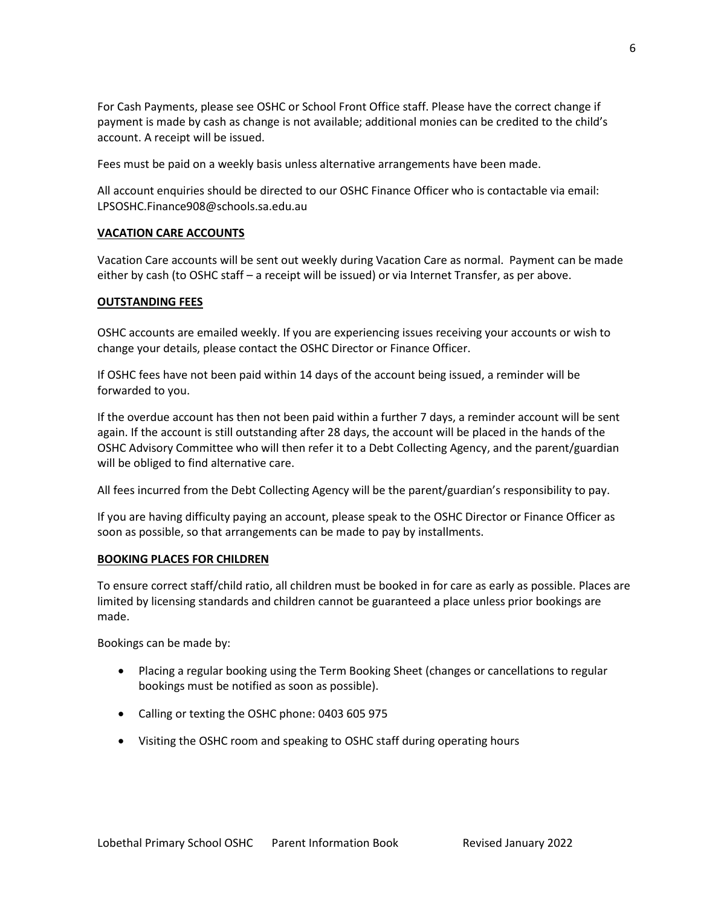For Cash Payments, please see OSHC or School Front Office staff. Please have the correct change if payment is made by cash as change is not available; additional monies can be credited to the child's account. A receipt will be issued.

Fees must be paid on a weekly basis unless alternative arrangements have been made.

All account enquiries should be directed to our OSHC Finance Officer who is contactable via email: LPSOSHC.Finance908@schools.sa.edu.au

## VACATION CARE ACCOUNTS

Vacation Care accounts will be sent out weekly during Vacation Care as normal. Payment can be made either by cash (to OSHC staff – a receipt will be issued) or via Internet Transfer, as per above.

## OUTSTANDING FEES

OSHC accounts are emailed weekly. If you are experiencing issues receiving your accounts or wish to change your details, please contact the OSHC Director or Finance Officer.

If OSHC fees have not been paid within 14 days of the account being issued, a reminder will be forwarded to you.

If the overdue account has then not been paid within a further 7 days, a reminder account will be sent again. If the account is still outstanding after 28 days, the account will be placed in the hands of the OSHC Advisory Committee who will then refer it to a Debt Collecting Agency, and the parent/guardian will be obliged to find alternative care.

All fees incurred from the Debt Collecting Agency will be the parent/guardian's responsibility to pay.

If you are having difficulty paying an account, please speak to the OSHC Director or Finance Officer as soon as possible, so that arrangements can be made to pay by installments.

## BOOKING PLACES FOR CHILDREN

To ensure correct staff/child ratio, all children must be booked in for care as early as possible. Places are limited by licensing standards and children cannot be guaranteed a place unless prior bookings are made.

Bookings can be made by:

- Placing a regular booking using the Term Booking Sheet (changes or cancellations to regular bookings must be notified as soon as possible).
- Calling or texting the OSHC phone: 0403 605 975
- Visiting the OSHC room and speaking to OSHC staff during operating hours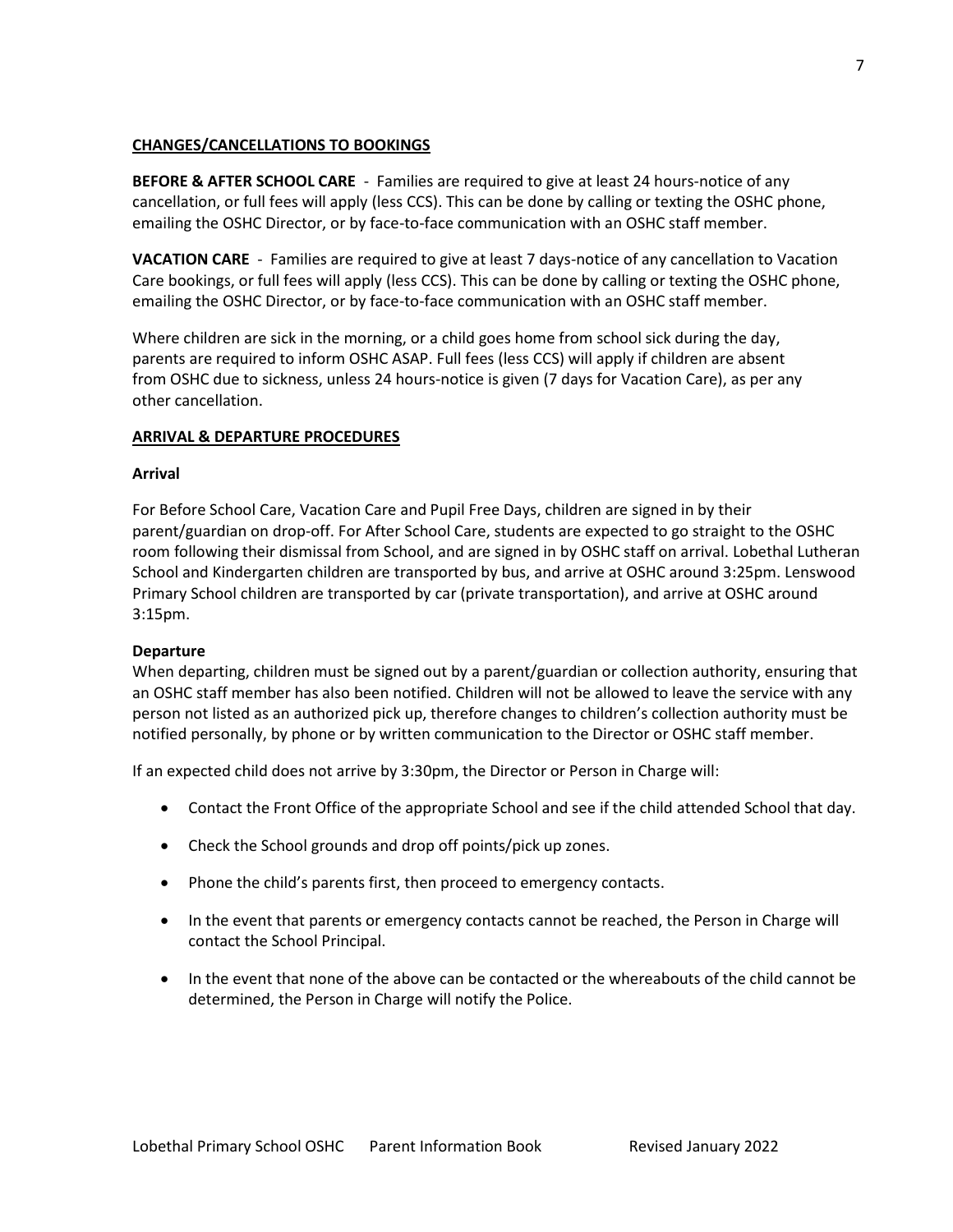## CHANGES/CANCELLATIONS TO BOOKINGS

**BEFORE & AFTER SCHOOL CARE** - Families are required to give at least 24 hours-notice of any cancellation, or full fees will apply (less CCS). This can be done by calling or texting the OSHC phone, emailing the OSHC Director, or by face-to-face communication with an OSHC staff member.

**VACATION CARE** - Families are required to give at least 7 days-notice of any cancellation to Vacation Care bookings, or full fees will apply (less CCS). This can be done by calling or texting the OSHC phone, emailing the OSHC Director, or by face-to-face communication with an OSHC staff member.

Where children are sick in the morning, or a child goes home from school sick during the day, parents are required to inform OSHC ASAP. Full fees (less CCS) will apply if children are absent from OSHC due to sickness, unless 24 hours-notice is given (7 days for Vacation Care), as per any other cancellation.

## ARRIVAL & DEPARTURE PROCEDURES

### Arrival

For Before School Care, Vacation Care and Pupil Free Days, children are signed in by their parent/guardian on drop-off. For After School Care, students are expected to go straight to the OSHC room following their dismissal from School, and are signed in by OSHC staff on arrival. Lobethal Lutheran School and Kindergarten children are transported by bus, and arrive at OSHC around 3:25pm. Lenswood Primary School children are transported by car (private transportation), and arrive at OSHC around 3:15pm.

### Departure

When departing, children must be signed out by a parent/guardian or collection authority, ensuring that an OSHC staff member has also been notified. Children will not be allowed to leave the service with any person not listed as an authorized pick up, therefore changes to children's collection authority must be notified personally, by phone or by written communication to the Director or OSHC staff member.

If an expected child does not arrive by 3:30pm, the Director or Person in Charge will:

- Contact the Front Office of the appropriate School and see if the child attended School that day.
- Check the School grounds and drop off points/pick up zones.
- Phone the child's parents first, then proceed to emergency contacts.
- In the event that parents or emergency contacts cannot be reached, the Person in Charge will contact the School Principal.
- In the event that none of the above can be contacted or the whereabouts of the child cannot be determined, the Person in Charge will notify the Police.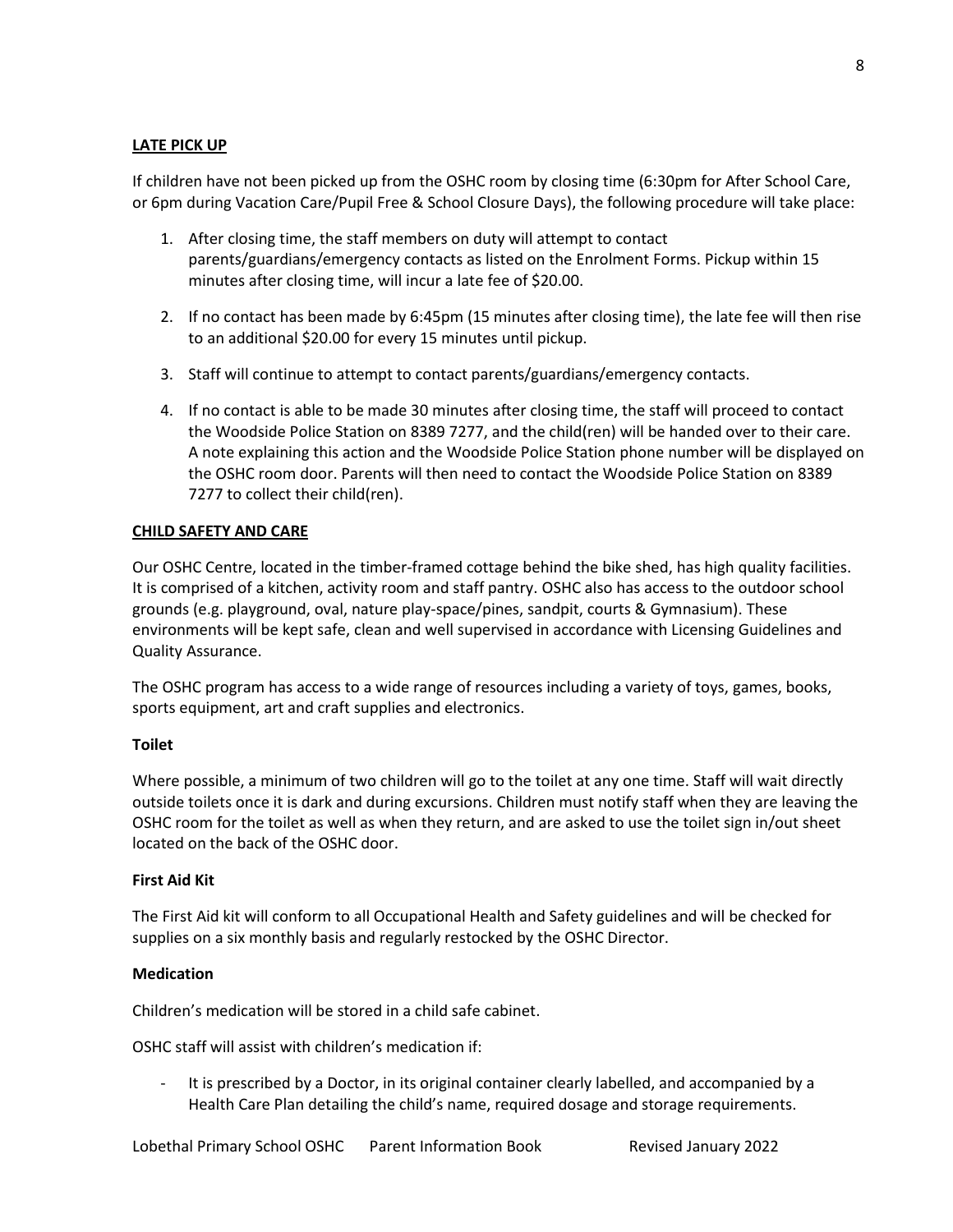## LATE PICK UP

If children have not been picked up from the OSHC room by closing time (6:30pm for After School Care, or 6pm during Vacation Care/Pupil Free & School Closure Days), the following procedure will take place:

1. After closing time, the staff members on duty will attempt to contact parents/guardians/emergency contacts as listed on the Enrolment Forms. Pickup within 15 minutes after closing time, will incur a late fee of $20.00.
2. If no contact has been made by 6:45pm (15 minutes after closing time), the late fee will then rise to an additional $20.00 for every 15 minutes until pickup.
3. Staff will continue to attempt to contact parents/guardians/emergency contacts.
4. If no contact is able to be made 30 minutes after closing time, the staff will proceed to contact the Woodside Police Station on 8389 7277, and the child(ren) will be handed over to their care. A note explaining this action and the Woodside Police Station phone number will be displayed on the OSHC room door. Parents will then need to contact the Woodside Police Station on 8389 7277 to collect their child(ren).

## CHILD SAFETY AND CARE

Our OSHC Centre, located in the timber-framed cottage behind the bike shed, has high quality facilities. It is comprised of a kitchen, activity room and staff pantry. OSHC also has access to the outdoor school grounds (e.g. playground, oval, nature play-space/pines, sandpit, courts & Gymnasium). These environments will be kept safe, clean and well supervised in accordance with Licensing Guidelines and Quality Assurance.

The OSHC program has access to a wide range of resources including a variety of toys, games, books, sports equipment, art and craft supplies and electronics.

### Toilet

Where possible, a minimum of two children will go to the toilet at any one time. Staff will wait directly outside toilets once it is dark and during excursions. Children must notify staff when they are leaving the OSHC room for the toilet as well as when they return, and are asked to use the toilet sign in/out sheet located on the back of the OSHC door.

### First Aid Kit

The First Aid kit will conform to all Occupational Health and Safety guidelines and will be checked for supplies on a six monthly basis and regularly restocked by the OSHC Director.

### Medication

Children's medication will be stored in a child safe cabinet.

OSHC staff will assist with children's medication if:

- It is prescribed by a Doctor, in its original container clearly labelled, and accompanied by a Health Care Plan detailing the child's name, required dosage and storage requirements.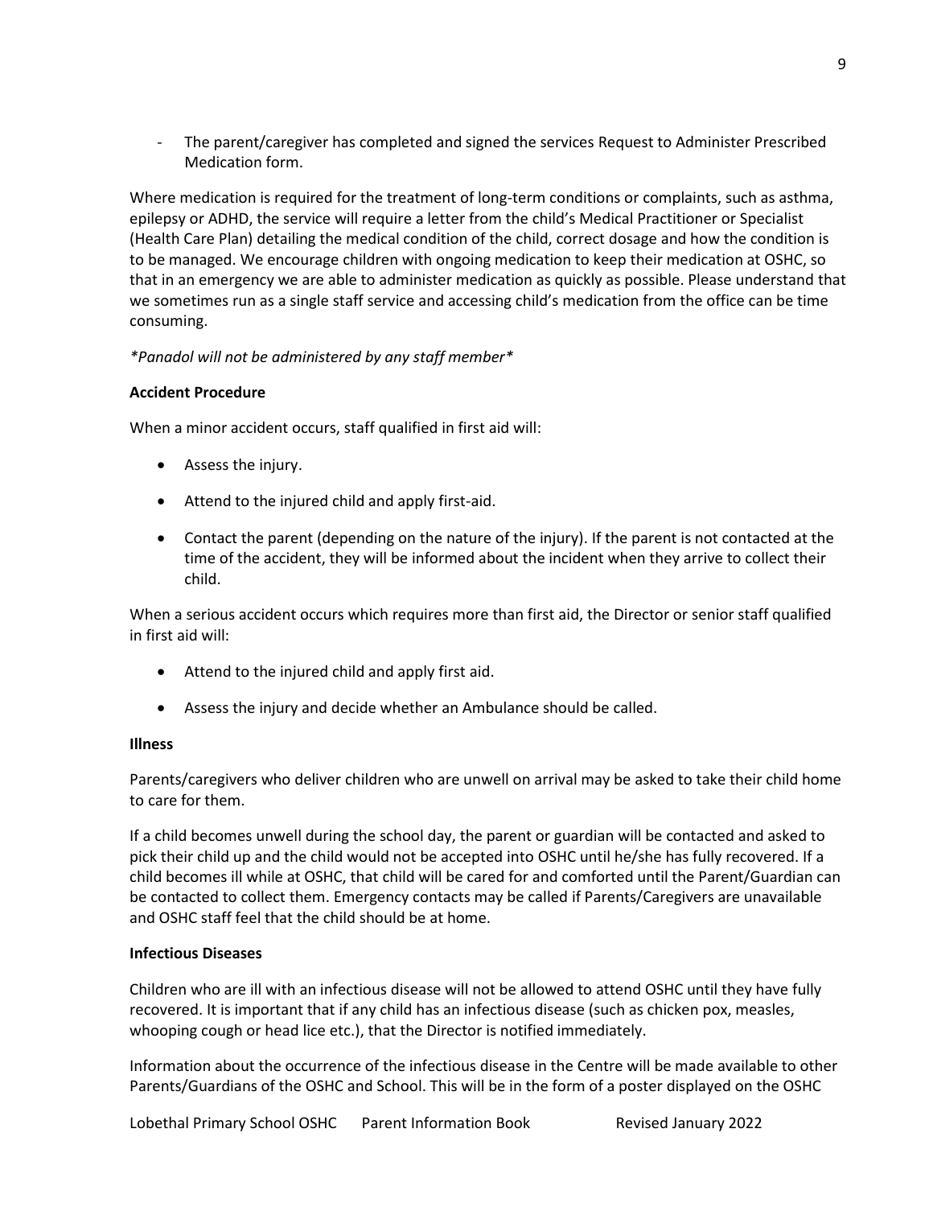- The parent/caregiver has completed and signed the services Request to Administer Prescribed Medication form.

Where medication is required for the treatment of long-term conditions or complaints, such as asthma, epilepsy or ADHD, the service will require a letter from the child's Medical Practitioner or Specialist (Health Care Plan) detailing the medical condition of the child, correct dosage and how the condition is to be managed. We encourage children with ongoing medication to keep their medication at OSHC, so that in an emergency we are able to administer medication as quickly as possible. Please understand that we sometimes run as a single staff service and accessing child's medication from the office can be time consuming.

*\*Panadol will not be administered by any staff member\**

**Accident Procedure**

When a minor accident occurs, staff qualified in first aid will:

- Assess the injury.
- Attend to the injured child and apply first-aid.
- Contact the parent (depending on the nature of the injury). If the parent is not contacted at the time of the accident, they will be informed about the incident when they arrive to collect their child.

When a serious accident occurs which requires more than first aid, the Director or senior staff qualified in first aid will:

- Attend to the injured child and apply first aid.
- Assess the injury and decide whether an Ambulance should be called.

**Illness**

Parents/caregivers who deliver children who are unwell on arrival may be asked to take their child home to care for them.

If a child becomes unwell during the school day, the parent or guardian will be contacted and asked to pick their child up and the child would not be accepted into OSHC until he/she has fully recovered. If a child becomes ill while at OSHC, that child will be cared for and comforted until the Parent/Guardian can be contacted to collect them. Emergency contacts may be called if Parents/Caregivers are unavailable and OSHC staff feel that the child should be at home.

**Infectious Diseases**

Children who are ill with an infectious disease will not be allowed to attend OSHC until they have fully recovered. It is important that if any child has an infectious disease (such as chicken pox, measles, whooping cough or head lice etc.), that the Director is notified immediately.

Information about the occurrence of the infectious disease in the Centre will be made available to other Parents/Guardians of the OSHC and School. This will be in the form of a poster displayed on the OSHC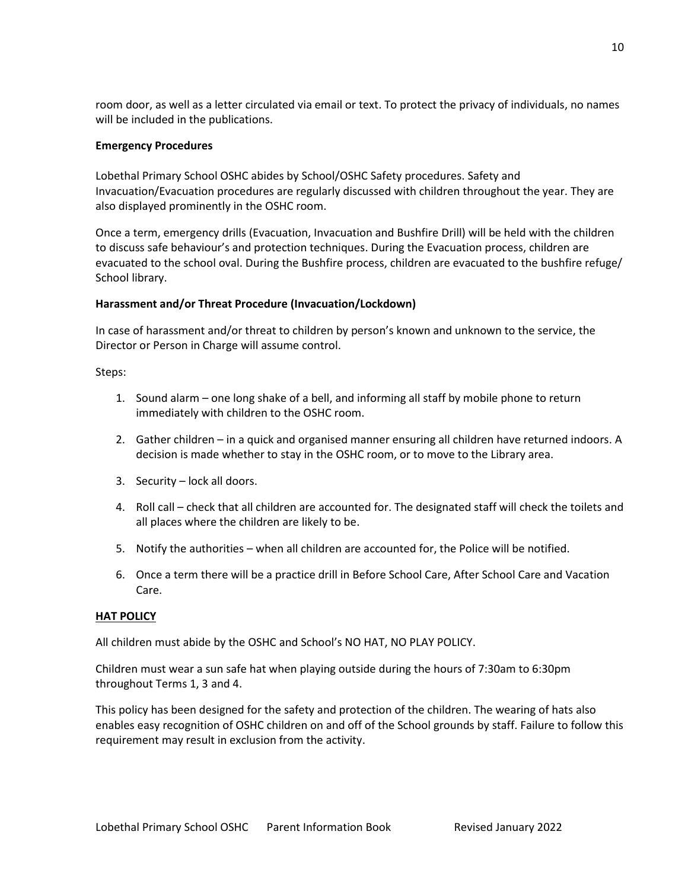room door, as well as a letter circulated via email or text. To protect the privacy of individuals, no names will be included in the publications.

**Emergency Procedures**

Lobethal Primary School OSHC abides by School/OSHC Safety procedures. Safety and Invacuation/Evacuation procedures are regularly discussed with children throughout the year. They are also displayed prominently in the OSHC room.

Once a term, emergency drills (Evacuation, Invacuation and Bushfire Drill) will be held with the children to discuss safe behaviour's and protection techniques. During the Evacuation process, children are evacuated to the school oval. During the Bushfire process, children are evacuated to the bushfire refuge/ School library.

**Harassment and/or Threat Procedure (Invacuation/Lockdown)**

In case of harassment and/or threat to children by person's known and unknown to the service, the Director or Person in Charge will assume control.

Steps:

1. Sound alarm – one long shake of a bell, and informing all staff by mobile phone to return immediately with children to the OSHC room.
2. Gather children – in a quick and organised manner ensuring all children have returned indoors. A decision is made whether to stay in the OSHC room, or to move to the Library area.
3. Security – lock all doors.
4. Roll call – check that all children are accounted for. The designated staff will check the toilets and all places where the children are likely to be.
5. Notify the authorities – when all children are accounted for, the Police will be notified.
6. Once a term there will be a practice drill in Before School Care, After School Care and Vacation Care.

**HAT POLICY**

All children must abide by the OSHC and School's NO HAT, NO PLAY POLICY.

Children must wear a sun safe hat when playing outside during the hours of 7:30am to 6:30pm throughout Terms 1, 3 and 4.

This policy has been designed for the safety and protection of the children. The wearing of hats also enables easy recognition of OSHC children on and off of the School grounds by staff. Failure to follow this requirement may result in exclusion from the activity.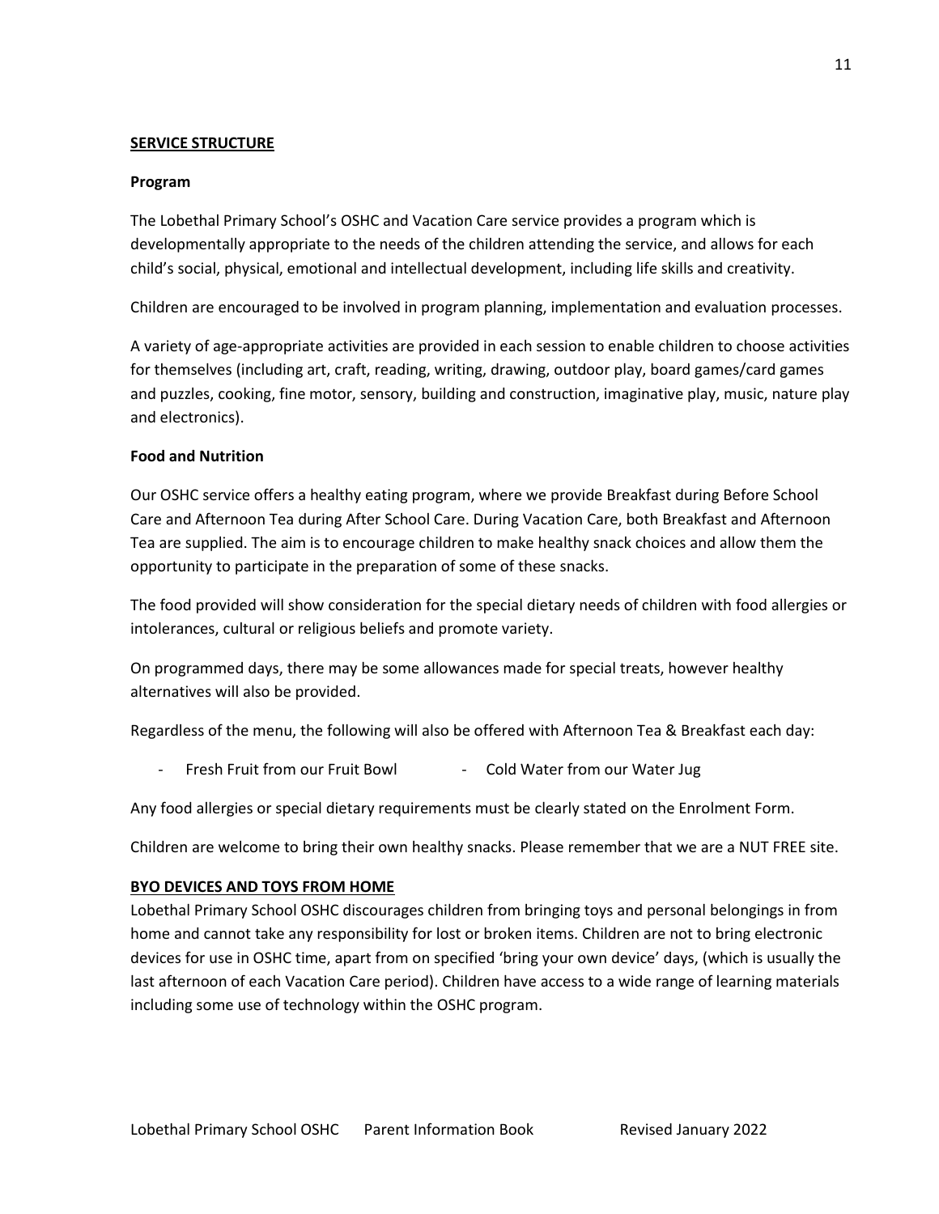## SERVICE STRUCTURE

### Program

The Lobethal Primary School's OSHC and Vacation Care service provides a program which is developmentally appropriate to the needs of the children attending the service, and allows for each child's social, physical, emotional and intellectual development, including life skills and creativity.

Children are encouraged to be involved in program planning, implementation and evaluation processes.

A variety of age-appropriate activities are provided in each session to enable children to choose activities for themselves (including art, craft, reading, writing, drawing, outdoor play, board games/card games and puzzles, cooking, fine motor, sensory, building and construction, imaginative play, music, nature play and electronics).

### Food and Nutrition

Our OSHC service offers a healthy eating program, where we provide Breakfast during Before School Care and Afternoon Tea during After School Care. During Vacation Care, both Breakfast and Afternoon Tea are supplied. The aim is to encourage children to make healthy snack choices and allow them the opportunity to participate in the preparation of some of these snacks.

The food provided will show consideration for the special dietary needs of children with food allergies or intolerances, cultural or religious beliefs and promote variety.

On programmed days, there may be some allowances made for special treats, however healthy alternatives will also be provided.

Regardless of the menu, the following will also be offered with Afternoon Tea & Breakfast each day:

- Fresh Fruit from our Fruit Bowl
- Cold Water from our Water Jug

Any food allergies or special dietary requirements must be clearly stated on the Enrolment Form.

Children are welcome to bring their own healthy snacks. Please remember that we are a NUT FREE site.

## BYO DEVICES AND TOYS FROM HOME

Lobethal Primary School OSHC discourages children from bringing toys and personal belongings in from home and cannot take any responsibility for lost or broken items. Children are not to bring electronic devices for use in OSHC time, apart from on specified 'bring your own device' days, (which is usually the last afternoon of each Vacation Care period). Children have access to a wide range of learning materials including some use of technology within the OSHC program.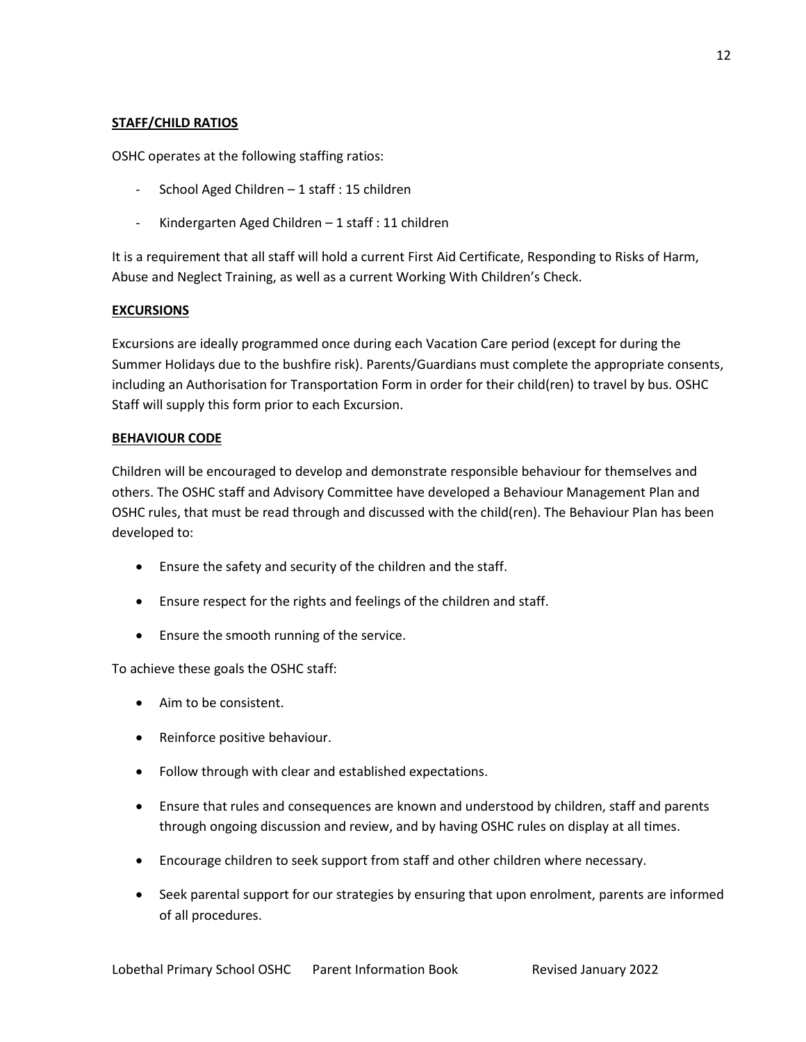## STAFF/CHILD RATIOS

OSHC operates at the following staffing ratios:

- School Aged Children – 1 staff : 15 children
- Kindergarten Aged Children – 1 staff : 11 children

It is a requirement that all staff will hold a current First Aid Certificate, Responding to Risks of Harm, Abuse and Neglect Training, as well as a current Working With Children's Check.

## EXCURSIONS

Excursions are ideally programmed once during each Vacation Care period (except for during the Summer Holidays due to the bushfire risk). Parents/Guardians must complete the appropriate consents, including an Authorisation for Transportation Form in order for their child(ren) to travel by bus. OSHC Staff will supply this form prior to each Excursion.

## BEHAVIOUR CODE

Children will be encouraged to develop and demonstrate responsible behaviour for themselves and others. The OSHC staff and Advisory Committee have developed a Behaviour Management Plan and OSHC rules, that must be read through and discussed with the child(ren). The Behaviour Plan has been developed to:

- Ensure the safety and security of the children and the staff.
- Ensure respect for the rights and feelings of the children and staff.
- Ensure the smooth running of the service.

To achieve these goals the OSHC staff:

- Aim to be consistent.
- Reinforce positive behaviour.
- Follow through with clear and established expectations.
- Ensure that rules and consequences are known and understood by children, staff and parents through ongoing discussion and review, and by having OSHC rules on display at all times.
- Encourage children to seek support from staff and other children where necessary.
- Seek parental support for our strategies by ensuring that upon enrolment, parents are informed of all procedures.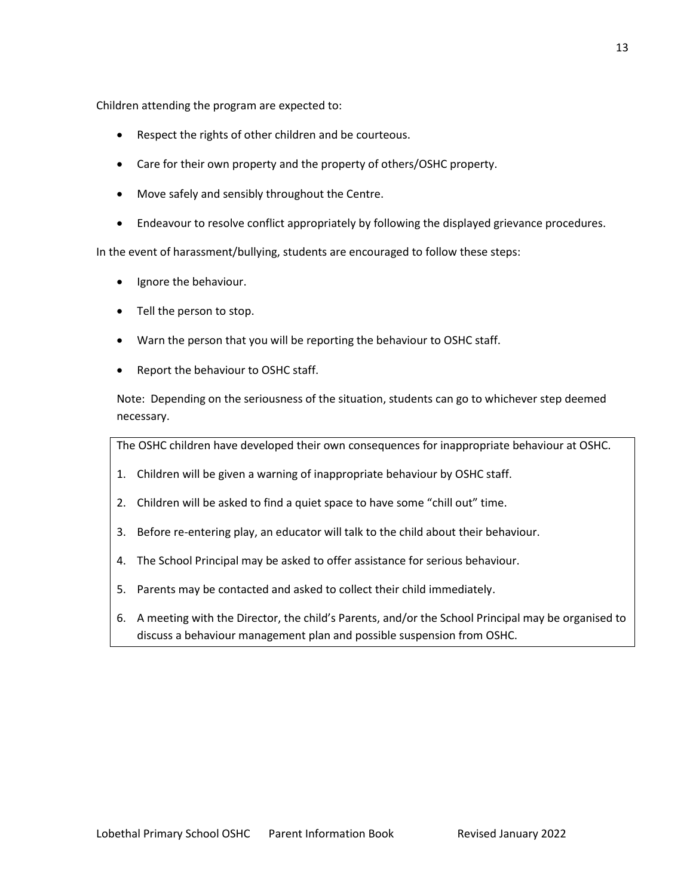Children attending the program are expected to:

- Respect the rights of other children and be courteous.
- Care for their own property and the property of others/OSHC property.
- Move safely and sensibly throughout the Centre.
- Endeavour to resolve conflict appropriately by following the displayed grievance procedures.

In the event of harassment/bullying, students are encouraged to follow these steps:

- Ignore the behaviour.
- Tell the person to stop.
- Warn the person that you will be reporting the behaviour to OSHC staff.
- Report the behaviour to OSHC staff.

Note: Depending on the seriousness of the situation, students can go to whichever step deemed necessary.

The OSHC children have developed their own consequences for inappropriate behaviour at OSHC.

1. Children will be given a warning of inappropriate behaviour by OSHC staff.
2. Children will be asked to find a quiet space to have some "chill out" time.
3. Before re-entering play, an educator will talk to the child about their behaviour.
4. The School Principal may be asked to offer assistance for serious behaviour.
5. Parents may be contacted and asked to collect their child immediately.
6. A meeting with the Director, the child's Parents, and/or the School Principal may be organised to discuss a behaviour management plan and possible suspension from OSHC.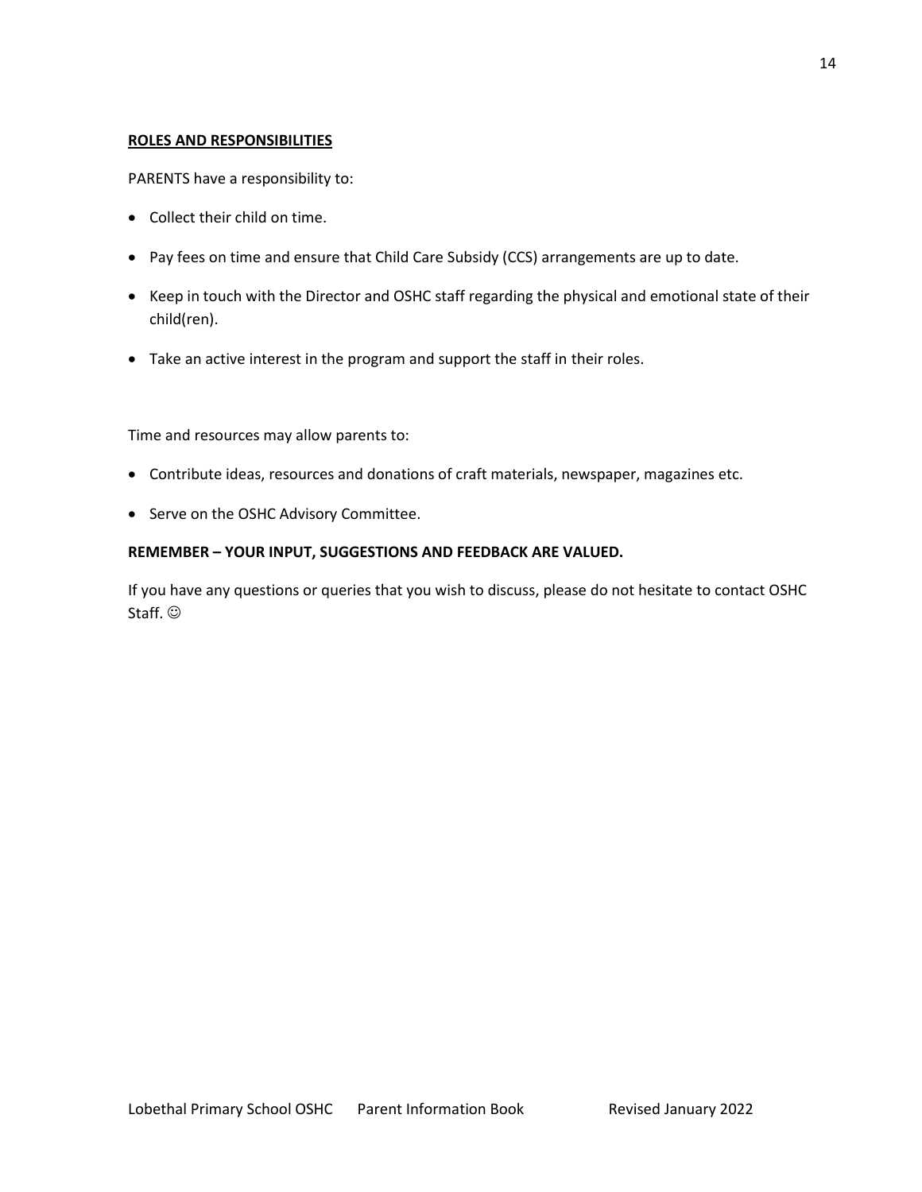**ROLES AND RESPONSIBILITIES**

PARENTS have a responsibility to:

- Collect their child on time.
- Pay fees on time and ensure that Child Care Subsidy (CCS) arrangements are up to date.
- Keep in touch with the Director and OSHC staff regarding the physical and emotional state of their child(ren).
- Take an active interest in the program and support the staff in their roles.

Time and resources may allow parents to:

- Contribute ideas, resources and donations of craft materials, newspaper, magazines etc.
- Serve on the OSHC Advisory Committee.

**REMEMBER – YOUR INPUT, SUGGESTIONS AND FEEDBACK ARE VALUED.**

If you have any questions or queries that you wish to discuss, please do not hesitate to contact OSHC Staff. ☺